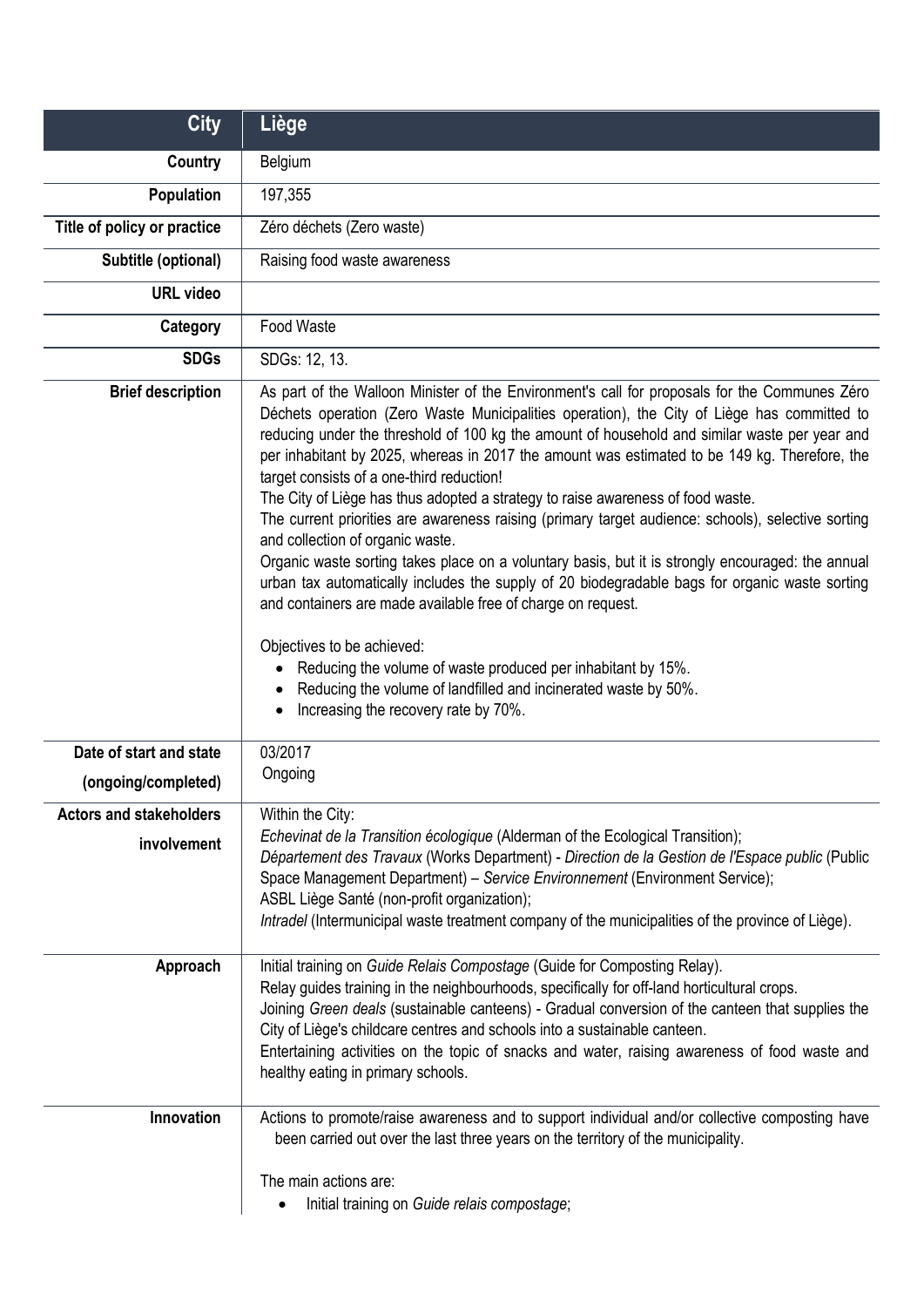| City | Liège |
|---|---|
| **Country** | Belgium |
| **Population** | 197,355 |
| **Title of policy or practice** | Zéro déchets (Zero waste) |
| **Subtitle (optional)** | Raising food waste awareness |
| **URL video** | |
| **Category** | Food Waste |
| **SDGs** | SDGs: 12, 13. |
| **Brief description** | As part of the Walloon Minister of the Environment's call for proposals for the Communes Zéro Déchets operation (Zero Waste Municipalities operation), the City of Liège has committed to reducing under the threshold of 100 kg the amount of household and similar waste per year and per inhabitant by 2025, whereas in 2017 the amount was estimated to be 149 kg. Therefore, the target consists of a one-third reduction!<br>The City of Liège has thus adopted a strategy to raise awareness of food waste.<br>The current priorities are awareness raising (primary target audience: schools), selective sorting and collection of organic waste.<br>Organic waste sorting takes place on a voluntary basis, but it is strongly encouraged: the annual urban tax automatically includes the supply of 20 biodegradable bags for organic waste sorting and containers are made available free of charge on request.<br><br>Objectives to be achieved:<br>• Reducing the volume of waste produced per inhabitant by 15%.<br>• Reducing the volume of landfilled and incinerated waste by 50%.<br>• Increasing the recovery rate by 70%. |
| **Date of start and state (ongoing/completed)** | 03/2017<br>Ongoing |
| **Actors and stakeholders involvement** | Within the City:<br>*Echevinat de la Transition écologique* (Alderman of the Ecological Transition);<br>*Département des Travaux* (Works Department) - *Direction de la Gestion de l'Espace public* (Public Space Management Department) – *Service Environnement* (Environment Service);<br>ASBL Liège Santé (non-profit organization);<br>*Intradel* (Intermunicipal waste treatment company of the municipalities of the province of Liège). |
| **Approach** | Initial training on *Guide Relais Compostage* (Guide for Composting Relay).<br>Relay guides training in the neighbourhoods, specifically for off-land horticultural crops.<br>Joining *Green deals* (sustainable canteens) - Gradual conversion of the canteen that supplies the City of Liège's childcare centres and schools into a sustainable canteen.<br>Entertaining activities on the topic of snacks and water, raising awareness of food waste and healthy eating in primary schools. |
| **Innovation** | Actions to promote/raise awareness and to support individual and/or collective composting have been carried out over the last three years on the territory of the municipality.<br><br>The main actions are:<br>• Initial training on *Guide relais compostage*; |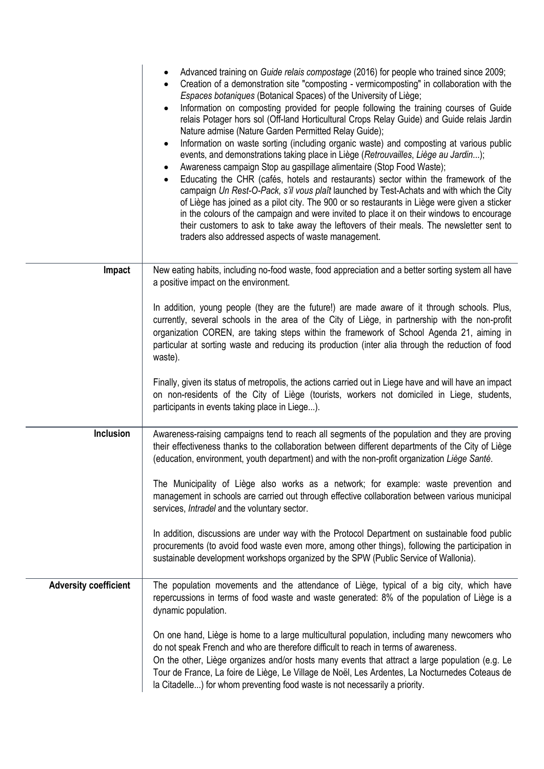| | |
|---|---|
| | • Advanced training on *Guide relais compostage* (2016) for people who trained since 2009;<br>• Creation of a demonstration site "composting - vermicomposting" in collaboration with the *Espaces botaniques* (Botanical Spaces) of the University of Liège;<br>• Information on composting provided for people following the training courses of Guide relais Potager hors sol (Off-land Horticultural Crops Relay Guide) and Guide relais Jardin Nature admise (Nature Garden Permitted Relay Guide);<br>• Information on waste sorting (including organic waste) and composting at various public events, and demonstrations taking place in Liège (*Retrouvailles*, *Liège au Jardin*...);<br>• Awareness campaign Stop au gaspillage alimentaire (Stop Food Waste);<br>• Educating the CHR (cafés, hotels and restaurants) sector within the framework of the campaign *Un Rest-O-Pack, s'il vous plaît* launched by Test-Achats and with which the City of Liège has joined as a pilot city. The 900 or so restaurants in Liège were given a sticker in the colours of the campaign and were invited to place it on their windows to encourage their customers to ask to take away the leftovers of their meals. The newsletter sent to traders also addressed aspects of waste management. |
| **Impact** | New eating habits, including no-food waste, food appreciation and a better sorting system all have a positive impact on the environment.<br><br>In addition, young people (they are the future!) are made aware of it through schools. Plus, currently, several schools in the area of the City of Liège, in partnership with the non-profit organization COREN, are taking steps within the framework of School Agenda 21, aiming in particular at sorting waste and reducing its production (inter alia through the reduction of food waste).<br><br>Finally, given its status of metropolis, the actions carried out in Liege have and will have an impact on non-residents of the City of Liège (tourists, workers not domiciled in Liege, students, participants in events taking place in Liege...). |
| **Inclusion** | Awareness-raising campaigns tend to reach all segments of the population and they are proving their effectiveness thanks to the collaboration between different departments of the City of Liège (education, environment, youth department) and with the non-profit organization *Liège Santé*.<br><br>The Municipality of Liège also works as a network; for example: waste prevention and management in schools are carried out through effective collaboration between various municipal services, *Intradel* and the voluntary sector.<br><br>In addition, discussions are under way with the Protocol Department on sustainable food public procurements (to avoid food waste even more, among other things), following the participation in sustainable development workshops organized by the SPW (Public Service of Wallonia). |
| **Adversity coefficient** | The population movements and the attendance of Liège, typical of a big city, which have repercussions in terms of food waste and waste generated: 8% of the population of Liège is a dynamic population.<br><br>On one hand, Liège is home to a large multicultural population, including many newcomers who do not speak French and who are therefore difficult to reach in terms of awareness.<br>On the other, Liège organizes and/or hosts many events that attract a large population (e.g. Le Tour de France, La foire de Liège, Le Village de Noël, Les Ardentes, La Nocturnedes Coteaus de la Citadelle...) for whom preventing food waste is not necessarily a priority. |